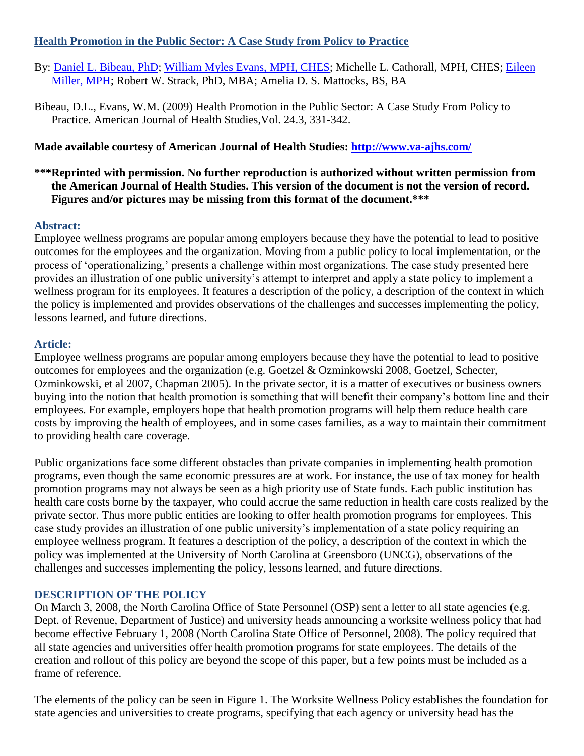# [Health Promotion in the Public Sector: A Case Study from Policy to Practice]

By: [Daniel L. Bibeau, PhD]; [William Myles Evans, MPH, CHES]; Michelle L. Cathorall, MPH, CHES; [Eileen Miller, MPH]; Robert W. Strack, PhD, MBA; Amelia D. S. Mattocks, BS, BA

Bibeau, D.L., Evans, W.M. (2009) Health Promotion in the Public Sector: A Case Study From Policy to Practice. American Journal of Health Studies,Vol. 24.3, 331-342.

**Made available courtesy of American Journal of Health Studies: [http://www.va-ajhs.com/]**

**\*\*\*Reprinted with permission. No further reproduction is authorized without written permission from the American Journal of Health Studies. This version of the document is not the version of record. Figures and/or pictures may be missing from this format of the document.\*\*\***

## Abstract:

Employee wellness programs are popular among employers because they have the potential to lead to positive outcomes for the employees and the organization. Moving from a public policy to local implementation, or the process of 'operationalizing,' presents a challenge within most organizations. The case study presented here provides an illustration of one public university's attempt to interpret and apply a state policy to implement a wellness program for its employees. It features a description of the policy, a description of the context in which the policy is implemented and provides observations of the challenges and successes implementing the policy, lessons learned, and future directions.

## Article:

Employee wellness programs are popular among employers because they have the potential to lead to positive outcomes for employees and the organization (e.g. Goetzel & Ozminkowski 2008, Goetzel, Schecter, Ozminkowski, et al 2007, Chapman 2005). In the private sector, it is a matter of executives or business owners buying into the notion that health promotion is something that will benefit their company's bottom line and their employees. For example, employers hope that health promotion programs will help them reduce health care costs by improving the health of employees, and in some cases families, as a way to maintain their commitment to providing health care coverage.

Public organizations face some different obstacles than private companies in implementing health promotion programs, even though the same economic pressures are at work. For instance, the use of tax money for health promotion programs may not always be seen as a high priority use of State funds. Each public institution has health care costs borne by the taxpayer, who could accrue the same reduction in health care costs realized by the private sector. Thus more public entities are looking to offer health promotion programs for employees. This case study provides an illustration of one public university's implementation of a state policy requiring an employee wellness program. It features a description of the policy, a description of the context in which the policy was implemented at the University of North Carolina at Greensboro (UNCG), observations of the challenges and successes implementing the policy, lessons learned, and future directions.

## DESCRIPTION OF THE POLICY

On March 3, 2008, the North Carolina Office of State Personnel (OSP) sent a letter to all state agencies (e.g. Dept. of Revenue, Department of Justice) and university heads announcing a worksite wellness policy that had become effective February 1, 2008 (North Carolina State Office of Personnel, 2008). The policy required that all state agencies and universities offer health promotion programs for state employees. The details of the creation and rollout of this policy are beyond the scope of this paper, but a few points must be included as a frame of reference.

The elements of the policy can be seen in Figure 1. The Worksite Wellness Policy establishes the foundation for state agencies and universities to create programs, specifying that each agency or university head has the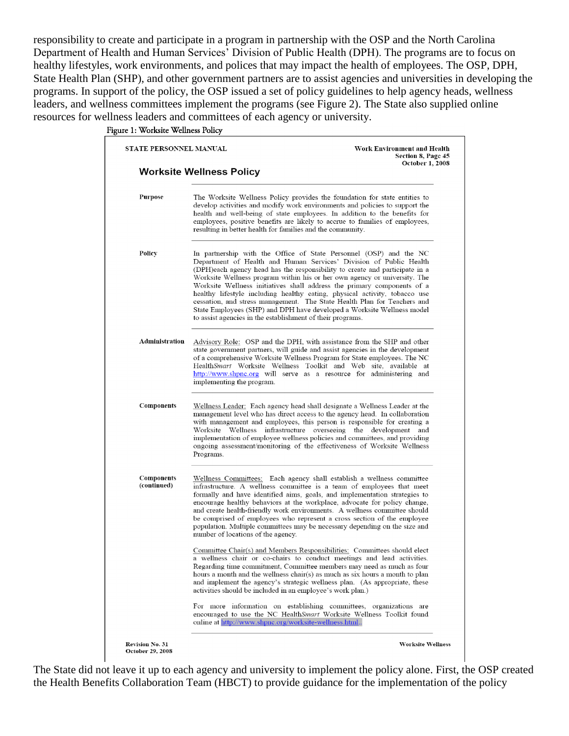responsibility to create and participate in a program in partnership with the OSP and the North Carolina Department of Health and Human Services' Division of Public Health (DPH). The programs are to focus on healthy lifestyles, work environments, and polices that may impact the health of employees. The OSP, DPH, State Health Plan (SHP), and other government partners are to assist agencies and universities in developing the programs. In support of the policy, the OSP issued a set of policy guidelines to help agency heads, wellness leaders, and wellness committees implement the programs (see Figure 2). The State also supplied online resources for wellness leaders and committees of each agency or university.

Figure 1: Worksite Wellness Policy

STATE PERSONNEL MANUAL

Work Environment and Health
Section 8, Page 45
October 1, 2008

## Worksite Wellness Policy

**Purpose**

The Worksite Wellness Policy provides the foundation for state entities to develop activities and modify work environments and policies to support the health and well-being of state employees. In addition to the benefits for employees, positive benefits are likely to accrue to families of employees, resulting in better health for families and the community.

**Policy**

In partnership with the Office of State Personnel (OSP) and the NC Department of Health and Human Services' Division of Public Health (DPH)each agency head has the responsibility to create and participate in a Worksite Wellness program within his or her own agency or university. The Worksite Wellness initiatives shall address the primary components of a healthy lifestyle including healthy eating, physical activity, tobacco use cessation, and stress management. The State Health Plan for Teachers and State Employees (SHP) and DPH have developed a Worksite Wellness model to assist agencies in the establishment of their programs.

**Administration**

Advisory Role: OSP and the DPH, with assistance from the SHP and other state government partners, will guide and assist agencies in the development of a comprehensive Worksite Wellness Program for State employees. The NC Health*Smart* Worksite Wellness Toolkit and Web site, available at http://www.shpnc.org will serve as a resource for administering and implementing the program.

**Components**

Wellness Leader: Each agency head shall designate a Wellness Leader at the management level who has direct access to the agency head. In collaboration with management and employees, this person is responsible for creating a Worksite Wellness infrastructure overseeing the development and implementation of employee wellness policies and committees, and providing ongoing assessment/monitoring of the effectiveness of Worksite Wellness Programs.

**Components (continued)**

Wellness Committees: Each agency shall establish a wellness committee infrastructure. A wellness committee is a team of employees that meet formally and have identified aims, goals, and implementation strategies to encourage healthy behaviors at the workplace, advocate for policy change, and create health-friendly work environments. A wellness committee should be comprised of employees who represent a cross section of the employee population. Multiple committees may be necessary depending on the size and number of locations of the agency.

Committee Chair(s) and Members Responsibilities: Committees should elect a wellness chair or co-chairs to conduct meetings and lead activities. Regarding time commitment, Committee members may need as much as four hours a month and the wellness chair(s) as much as six hours a month to plan and implement the agency's strategic wellness plan. (As appropriate, these activities should be included in an employee's work plan.)

For more information on establishing committees, organizations are encouraged to use the NC Health*Smart* Worksite Wellness Toolkit found online at http://www.shpnc.org/worksite-wellness.html.

Revision No. 31
October 29, 2008

Worksite Wellness

The State did not leave it up to each agency and university to implement the policy alone. First, the OSP created the Health Benefits Collaboration Team (HBCT) to provide guidance for the implementation of the policy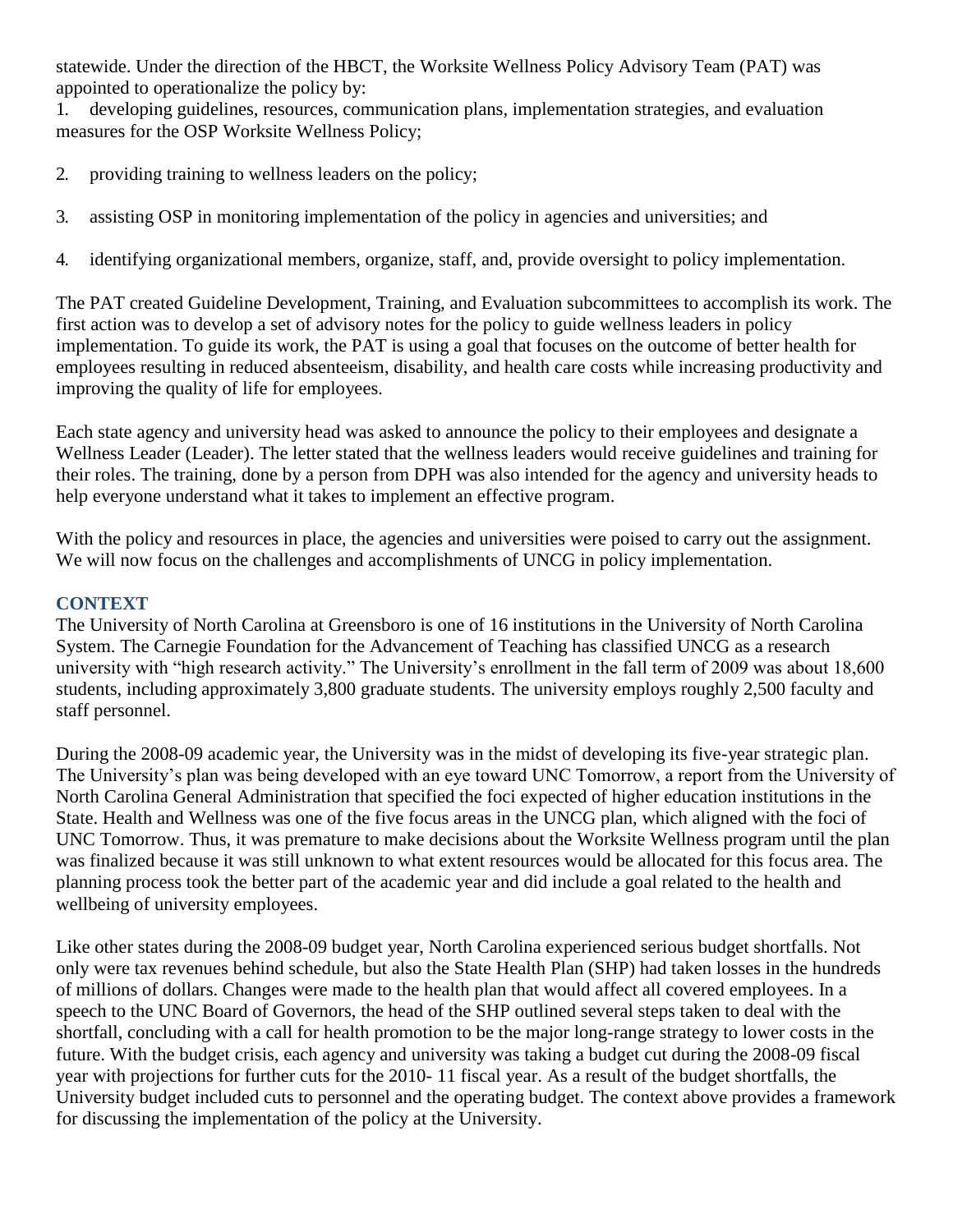statewide. Under the direction of the HBCT, the Worksite Wellness Policy Advisory Team (PAT) was appointed to operationalize the policy by:

1. developing guidelines, resources, communication plans, implementation strategies, and evaluation measures for the OSP Worksite Wellness Policy;
2. providing training to wellness leaders on the policy;
3. assisting OSP in monitoring implementation of the policy in agencies and universities; and
4. identifying organizational members, organize, staff, and, provide oversight to policy implementation.

The PAT created Guideline Development, Training, and Evaluation subcommittees to accomplish its work. The first action was to develop a set of advisory notes for the policy to guide wellness leaders in policy implementation. To guide its work, the PAT is using a goal that focuses on the outcome of better health for employees resulting in reduced absenteeism, disability, and health care costs while increasing productivity and improving the quality of life for employees.

Each state agency and university head was asked to announce the policy to their employees and designate a Wellness Leader (Leader). The letter stated that the wellness leaders would receive guidelines and training for their roles. The training, done by a person from DPH was also intended for the agency and university heads to help everyone understand what it takes to implement an effective program.

With the policy and resources in place, the agencies and universities were poised to carry out the assignment. We will now focus on the challenges and accomplishments of UNCG in policy implementation.

## CONTEXT

The University of North Carolina at Greensboro is one of 16 institutions in the University of North Carolina System. The Carnegie Foundation for the Advancement of Teaching has classified UNCG as a research university with "high research activity." The University's enrollment in the fall term of 2009 was about 18,600 students, including approximately 3,800 graduate students. The university employs roughly 2,500 faculty and staff personnel.

During the 2008-09 academic year, the University was in the midst of developing its five-year strategic plan. The University's plan was being developed with an eye toward UNC Tomorrow, a report from the University of North Carolina General Administration that specified the foci expected of higher education institutions in the State. Health and Wellness was one of the five focus areas in the UNCG plan, which aligned with the foci of UNC Tomorrow. Thus, it was premature to make decisions about the Worksite Wellness program until the plan was finalized because it was still unknown to what extent resources would be allocated for this focus area. The planning process took the better part of the academic year and did include a goal related to the health and wellbeing of university employees.

Like other states during the 2008-09 budget year, North Carolina experienced serious budget shortfalls. Not only were tax revenues behind schedule, but also the State Health Plan (SHP) had taken losses in the hundreds of millions of dollars. Changes were made to the health plan that would affect all covered employees. In a speech to the UNC Board of Governors, the head of the SHP outlined several steps taken to deal with the shortfall, concluding with a call for health promotion to be the major long-range strategy to lower costs in the future. With the budget crisis, each agency and university was taking a budget cut during the 2008-09 fiscal year with projections for further cuts for the 2010- 11 fiscal year. As a result of the budget shortfalls, the University budget included cuts to personnel and the operating budget. The context above provides a framework for discussing the implementation of the policy at the University.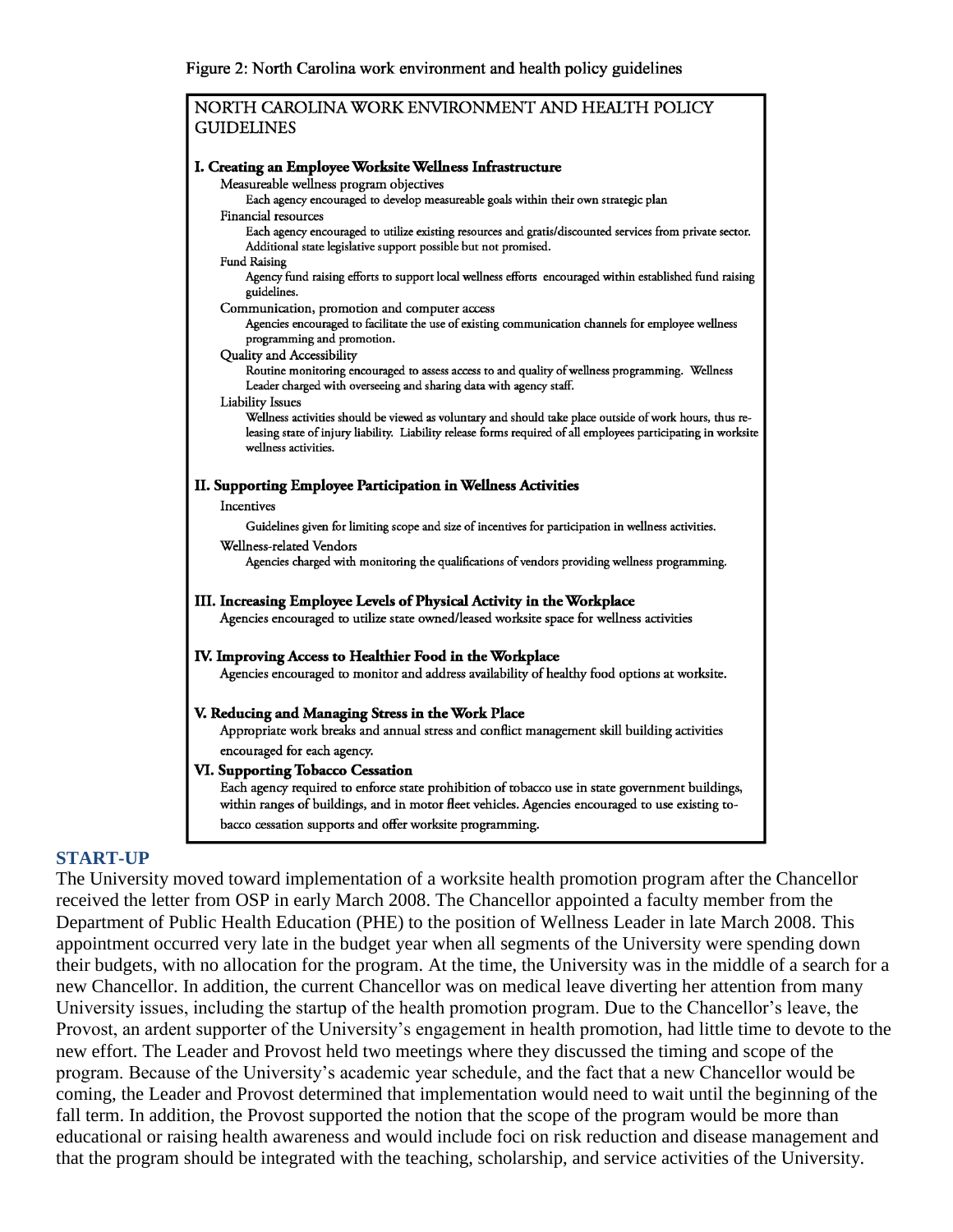Figure 2: North Carolina work environment and health policy guidelines

NORTH CAROLINA WORK ENVIRONMENT AND HEALTH POLICY GUIDELINES

**I. Creating an Employee Worksite Wellness Infrastructure**

Measureable wellness program objectives

Each agency encouraged to develop measureable goals within their own strategic plan

Financial resources

Each agency encouraged to utilize existing resources and gratis/discounted services from private sector. Additional state legislative support possible but not promised.

Fund Raising

Agency fund raising efforts to support local wellness efforts encouraged within established fund raising guidelines.

Communication, promotion and computer access

Agencies encouraged to facilitate the use of existing communication channels for employee wellness programming and promotion.

Quality and Accessibility

Routine monitoring encouraged to assess access to and quality of wellness programming. Wellness Leader charged with overseeing and sharing data with agency staff.

Liability Issues

Wellness activities should be viewed as voluntary and should take place outside of work hours, thus releasing state of injury liability. Liability release forms required of all employees participating in worksite wellness activities.

**II. Supporting Employee Participation in Wellness Activities**

Incentives

Guidelines given for limiting scope and size of incentives for participation in wellness activities.

Wellness-related Vendors

Agencies charged with monitoring the qualifications of vendors providing wellness programming.

**III. Increasing Employee Levels of Physical Activity in the Workplace**

Agencies encouraged to utilize state owned/leased worksite space for wellness activities

**IV. Improving Access to Healthier Food in the Workplace**

Agencies encouraged to monitor and address availability of healthy food options at worksite.

**V. Reducing and Managing Stress in the Work Place**

Appropriate work breaks and annual stress and conflict management skill building activities encouraged for each agency.

**VI. Supporting Tobacco Cessation**

Each agency required to enforce state prohibition of tobacco use in state government buildings, within ranges of buildings, and in motor fleet vehicles. Agencies encouraged to use existing tobacco cessation supports and offer worksite programming.

## START-UP

The University moved toward implementation of a worksite health promotion program after the Chancellor received the letter from OSP in early March 2008. The Chancellor appointed a faculty member from the Department of Public Health Education (PHE) to the position of Wellness Leader in late March 2008. This appointment occurred very late in the budget year when all segments of the University were spending down their budgets, with no allocation for the program. At the time, the University was in the middle of a search for a new Chancellor. In addition, the current Chancellor was on medical leave diverting her attention from many University issues, including the startup of the health promotion program. Due to the Chancellor's leave, the Provost, an ardent supporter of the University's engagement in health promotion, had little time to devote to the new effort. The Leader and Provost held two meetings where they discussed the timing and scope of the program. Because of the University's academic year schedule, and the fact that a new Chancellor would be coming, the Leader and Provost determined that implementation would need to wait until the beginning of the fall term. In addition, the Provost supported the notion that the scope of the program would be more than educational or raising health awareness and would include foci on risk reduction and disease management and that the program should be integrated with the teaching, scholarship, and service activities of the University.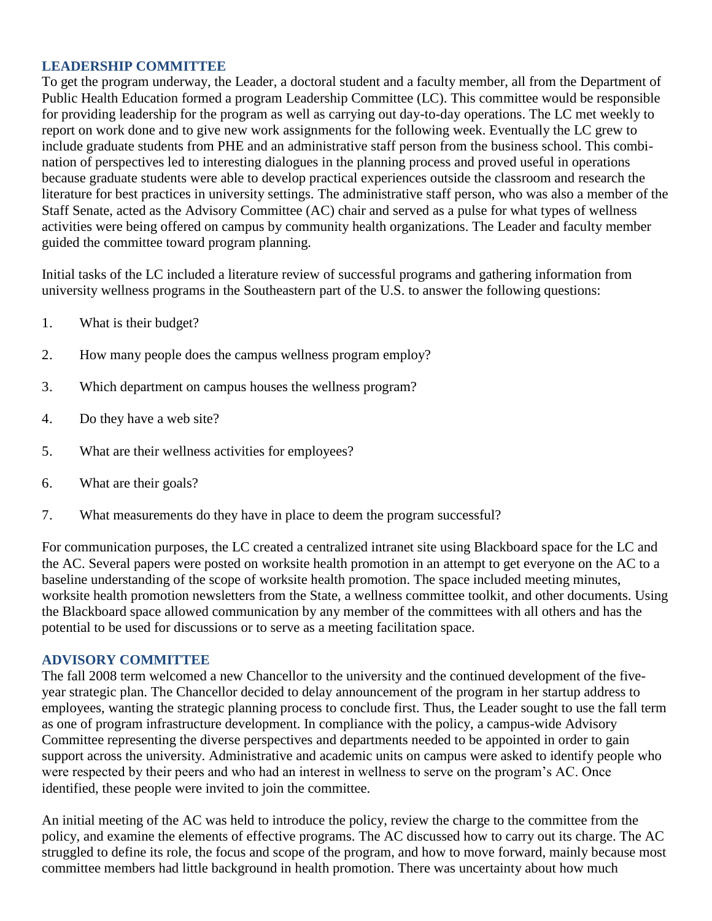## LEADERSHIP COMMITTEE

To get the program underway, the Leader, a doctoral student and a faculty member, all from the Department of Public Health Education formed a program Leadership Committee (LC). This committee would be responsible for providing leadership for the program as well as carrying out day-to-day operations. The LC met weekly to report on work done and to give new work assignments for the following week. Eventually the LC grew to include graduate students from PHE and an administrative staff person from the business school. This combination of perspectives led to interesting dialogues in the planning process and proved useful in operations because graduate students were able to develop practical experiences outside the classroom and research the literature for best practices in university settings. The administrative staff person, who was also a member of the Staff Senate, acted as the Advisory Committee (AC) chair and served as a pulse for what types of wellness activities were being offered on campus by community health organizations. The Leader and faculty member guided the committee toward program planning.

Initial tasks of the LC included a literature review of successful programs and gathering information from university wellness programs in the Southeastern part of the U.S. to answer the following questions:

1. What is their budget?
2. How many people does the campus wellness program employ?
3. Which department on campus houses the wellness program?
4. Do they have a web site?
5. What are their wellness activities for employees?
6. What are their goals?
7. What measurements do they have in place to deem the program successful?

For communication purposes, the LC created a centralized intranet site using Blackboard space for the LC and the AC. Several papers were posted on worksite health promotion in an attempt to get everyone on the AC to a baseline understanding of the scope of worksite health promotion. The space included meeting minutes, worksite health promotion newsletters from the State, a wellness committee toolkit, and other documents. Using the Blackboard space allowed communication by any member of the committees with all others and has the potential to be used for discussions or to serve as a meeting facilitation space.

## ADVISORY COMMITTEE

The fall 2008 term welcomed a new Chancellor to the university and the continued development of the five-year strategic plan. The Chancellor decided to delay announcement of the program in her startup address to employees, wanting the strategic planning process to conclude first. Thus, the Leader sought to use the fall term as one of program infrastructure development. In compliance with the policy, a campus-wide Advisory Committee representing the diverse perspectives and departments needed to be appointed in order to gain support across the university. Administrative and academic units on campus were asked to identify people who were respected by their peers and who had an interest in wellness to serve on the program's AC. Once identified, these people were invited to join the committee.

An initial meeting of the AC was held to introduce the policy, review the charge to the committee from the policy, and examine the elements of effective programs. The AC discussed how to carry out its charge. The AC struggled to define its role, the focus and scope of the program, and how to move forward, mainly because most committee members had little background in health promotion. There was uncertainty about how much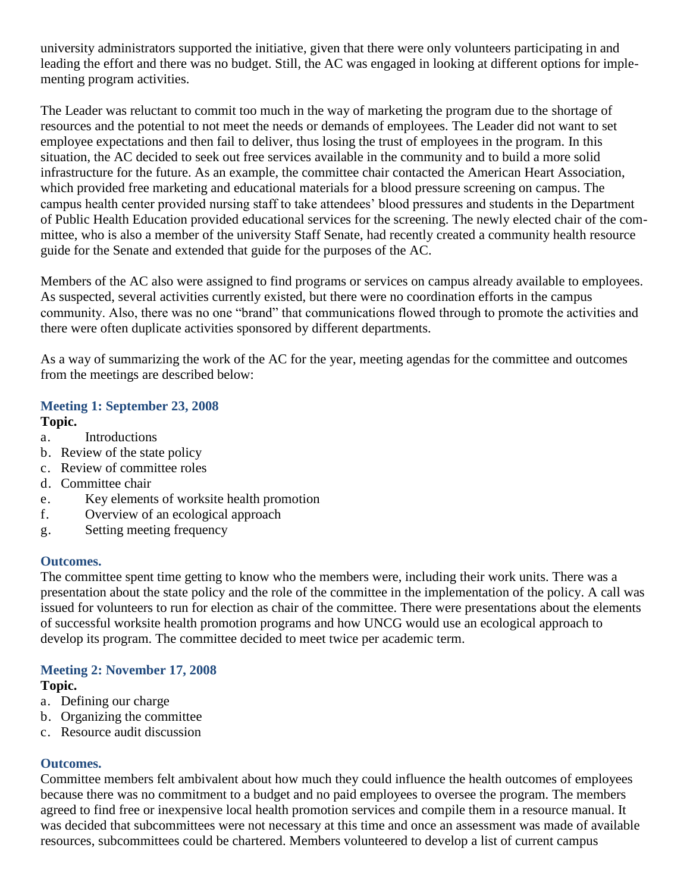university administrators supported the initiative, given that there were only volunteers participating in and leading the effort and there was no budget. Still, the AC was engaged in looking at different options for implementing program activities.

The Leader was reluctant to commit too much in the way of marketing the program due to the shortage of resources and the potential to not meet the needs or demands of employees. The Leader did not want to set employee expectations and then fail to deliver, thus losing the trust of employees in the program. In this situation, the AC decided to seek out free services available in the community and to build a more solid infrastructure for the future. As an example, the committee chair contacted the American Heart Association, which provided free marketing and educational materials for a blood pressure screening on campus. The campus health center provided nursing staff to take attendees' blood pressures and students in the Department of Public Health Education provided educational services for the screening. The newly elected chair of the committee, who is also a member of the university Staff Senate, had recently created a community health resource guide for the Senate and extended that guide for the purposes of the AC.

Members of the AC also were assigned to find programs or services on campus already available to employees. As suspected, several activities currently existed, but there were no coordination efforts in the campus community. Also, there was no one "brand" that communications flowed through to promote the activities and there were often duplicate activities sponsored by different departments.

As a way of summarizing the work of the AC for the year, meeting agendas for the committee and outcomes from the meetings are described below:

### Meeting 1: September 23, 2008

**Topic.**

a. Introductions
b. Review of the state policy
c. Review of committee roles
d. Committee chair
e. Key elements of worksite health promotion
f. Overview of an ecological approach
g. Setting meeting frequency

#### Outcomes.

The committee spent time getting to know who the members were, including their work units. There was a presentation about the state policy and the role of the committee in the implementation of the policy. A call was issued for volunteers to run for election as chair of the committee. There were presentations about the elements of successful worksite health promotion programs and how UNCG would use an ecological approach to develop its program. The committee decided to meet twice per academic term.

### Meeting 2: November 17, 2008

**Topic.**

a. Defining our charge
b. Organizing the committee
c. Resource audit discussion

#### Outcomes.

Committee members felt ambivalent about how much they could influence the health outcomes of employees because there was no commitment to a budget and no paid employees to oversee the program. The members agreed to find free or inexpensive local health promotion services and compile them in a resource manual. It was decided that subcommittees were not necessary at this time and once an assessment was made of available resources, subcommittees could be chartered. Members volunteered to develop a list of current campus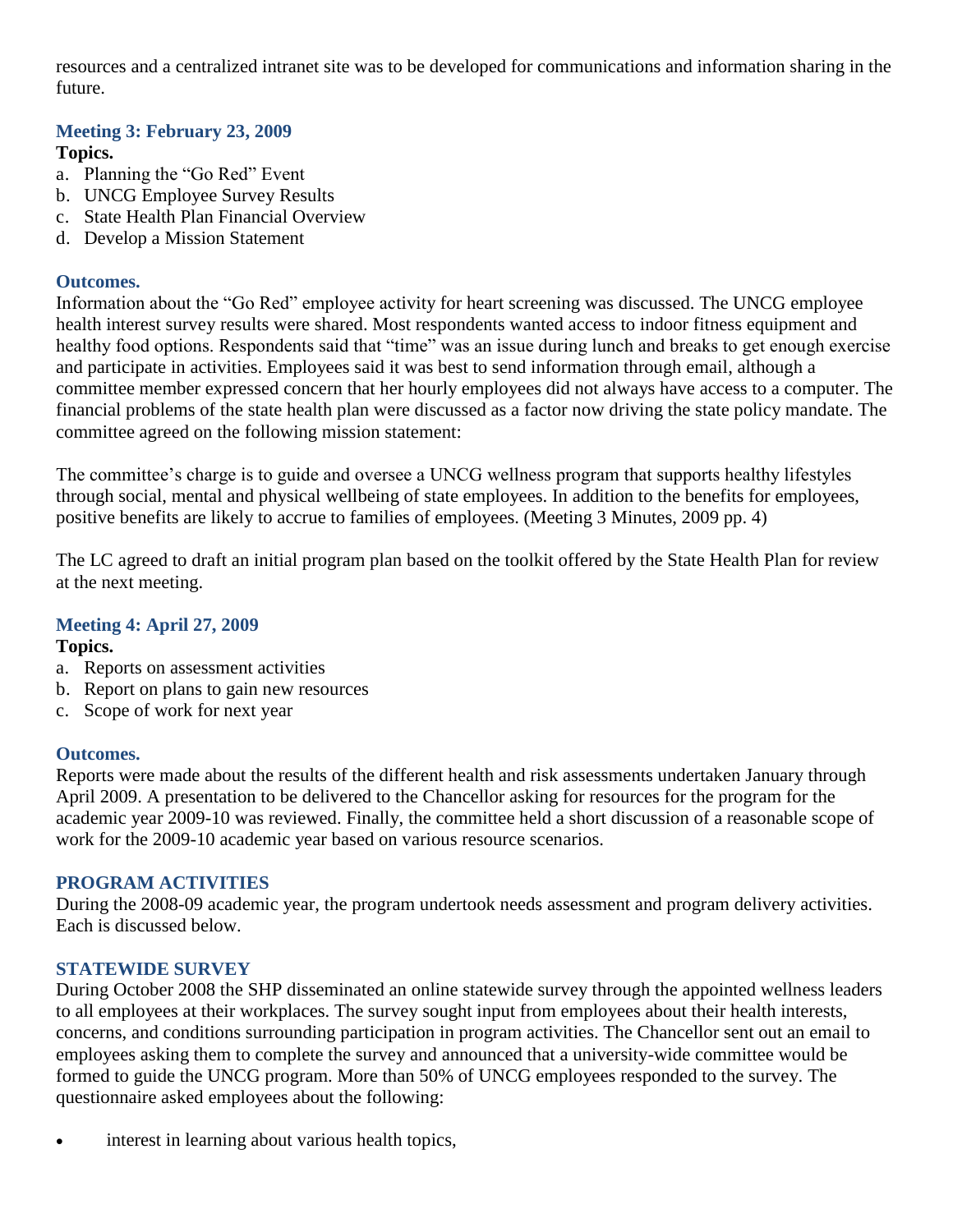resources and a centralized intranet site was to be developed for communications and information sharing in the future.

### Meeting 3: February 23, 2009

**Topics.**

a. Planning the "Go Red" Event
b. UNCG Employee Survey Results
c. State Health Plan Financial Overview
d. Develop a Mission Statement

#### Outcomes.

Information about the "Go Red" employee activity for heart screening was discussed. The UNCG employee health interest survey results were shared. Most respondents wanted access to indoor fitness equipment and healthy food options. Respondents said that "time" was an issue during lunch and breaks to get enough exercise and participate in activities. Employees said it was best to send information through email, although a committee member expressed concern that her hourly employees did not always have access to a computer. The financial problems of the state health plan were discussed as a factor now driving the state policy mandate. The committee agreed on the following mission statement:

The committee's charge is to guide and oversee a UNCG wellness program that supports healthy lifestyles through social, mental and physical wellbeing of state employees. In addition to the benefits for employees, positive benefits are likely to accrue to families of employees. (Meeting 3 Minutes, 2009 pp. 4)

The LC agreed to draft an initial program plan based on the toolkit offered by the State Health Plan for review at the next meeting.

### Meeting 4: April 27, 2009

**Topics.**

a. Reports on assessment activities
b. Report on plans to gain new resources
c. Scope of work for next year

#### Outcomes.

Reports were made about the results of the different health and risk assessments undertaken January through April 2009. A presentation to be delivered to the Chancellor asking for resources for the program for the academic year 2009-10 was reviewed. Finally, the committee held a short discussion of a reasonable scope of work for the 2009-10 academic year based on various resource scenarios.

## PROGRAM ACTIVITIES

During the 2008-09 academic year, the program undertook needs assessment and program delivery activities. Each is discussed below.

## STATEWIDE SURVEY

During October 2008 the SHP disseminated an online statewide survey through the appointed wellness leaders to all employees at their workplaces. The survey sought input from employees about their health interests, concerns, and conditions surrounding participation in program activities. The Chancellor sent out an email to employees asking them to complete the survey and announced that a university-wide committee would be formed to guide the UNCG program. More than 50% of UNCG employees responded to the survey. The questionnaire asked employees about the following:

- interest in learning about various health topics,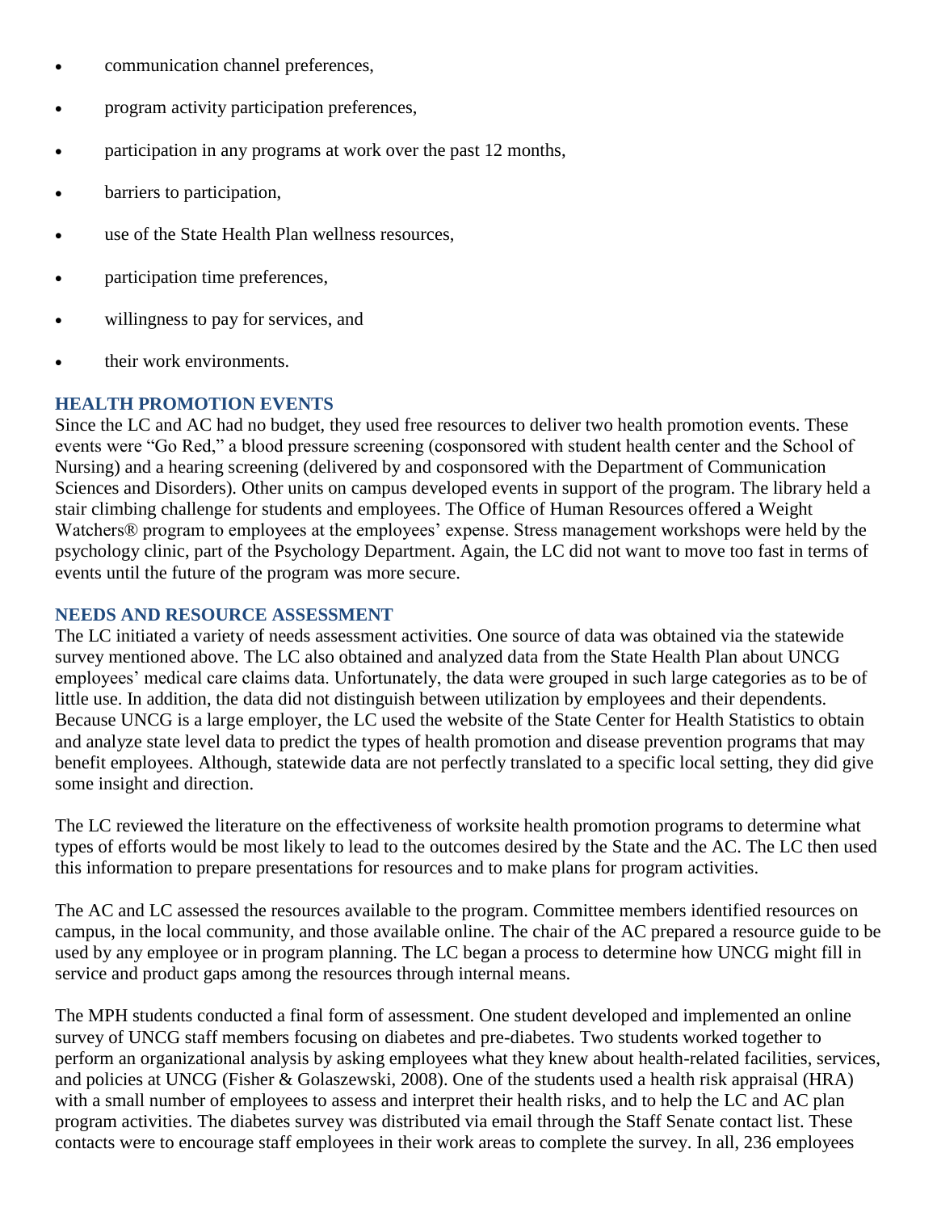- communication channel preferences,
- program activity participation preferences,
- participation in any programs at work over the past 12 months,
- barriers to participation,
- use of the State Health Plan wellness resources,
- participation time preferences,
- willingness to pay for services, and
- their work environments.

## HEALTH PROMOTION EVENTS

Since the LC and AC had no budget, they used free resources to deliver two health promotion events. These events were "Go Red," a blood pressure screening (cosponsored with student health center and the School of Nursing) and a hearing screening (delivered by and cosponsored with the Department of Communication Sciences and Disorders). Other units on campus developed events in support of the program. The library held a stair climbing challenge for students and employees. The Office of Human Resources offered a Weight Watchers® program to employees at the employees' expense. Stress management workshops were held by the psychology clinic, part of the Psychology Department. Again, the LC did not want to move too fast in terms of events until the future of the program was more secure.

## NEEDS AND RESOURCE ASSESSMENT

The LC initiated a variety of needs assessment activities. One source of data was obtained via the statewide survey mentioned above. The LC also obtained and analyzed data from the State Health Plan about UNCG employees' medical care claims data. Unfortunately, the data were grouped in such large categories as to be of little use. In addition, the data did not distinguish between utilization by employees and their dependents. Because UNCG is a large employer, the LC used the website of the State Center for Health Statistics to obtain and analyze state level data to predict the types of health promotion and disease prevention programs that may benefit employees. Although, statewide data are not perfectly translated to a specific local setting, they did give some insight and direction.

The LC reviewed the literature on the effectiveness of worksite health promotion programs to determine what types of efforts would be most likely to lead to the outcomes desired by the State and the AC. The LC then used this information to prepare presentations for resources and to make plans for program activities.

The AC and LC assessed the resources available to the program. Committee members identified resources on campus, in the local community, and those available online. The chair of the AC prepared a resource guide to be used by any employee or in program planning. The LC began a process to determine how UNCG might fill in service and product gaps among the resources through internal means.

The MPH students conducted a final form of assessment. One student developed and implemented an online survey of UNCG staff members focusing on diabetes and pre-diabetes. Two students worked together to perform an organizational analysis by asking employees what they knew about health-related facilities, services, and policies at UNCG (Fisher & Golaszewski, 2008). One of the students used a health risk appraisal (HRA) with a small number of employees to assess and interpret their health risks, and to help the LC and AC plan program activities. The diabetes survey was distributed via email through the Staff Senate contact list. These contacts were to encourage staff employees in their work areas to complete the survey. In all, 236 employees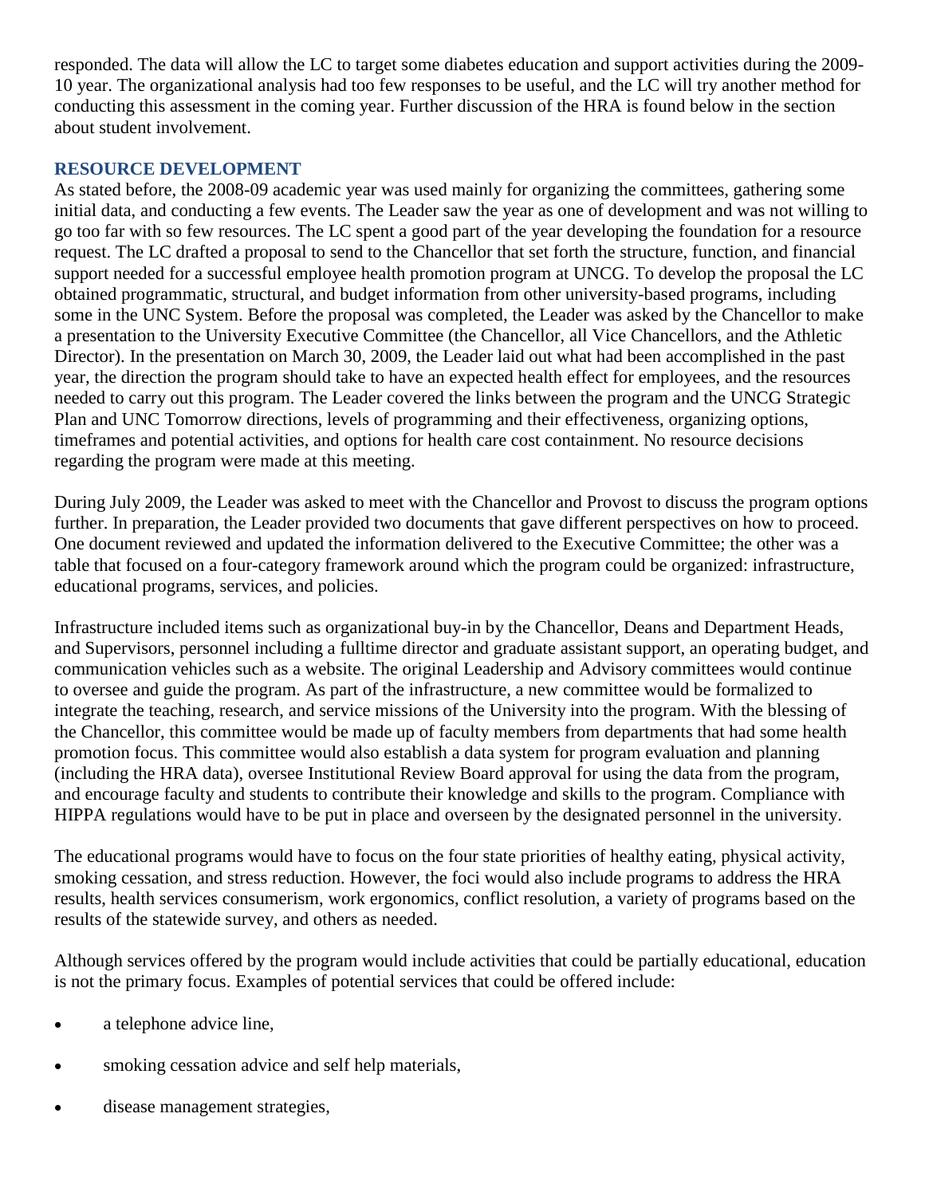responded. The data will allow the LC to target some diabetes education and support activities during the 2009-10 year. The organizational analysis had too few responses to be useful, and the LC will try another method for conducting this assessment in the coming year. Further discussion of the HRA is found below in the section about student involvement.

## RESOURCE DEVELOPMENT

As stated before, the 2008-09 academic year was used mainly for organizing the committees, gathering some initial data, and conducting a few events. The Leader saw the year as one of development and was not willing to go too far with so few resources. The LC spent a good part of the year developing the foundation for a resource request. The LC drafted a proposal to send to the Chancellor that set forth the structure, function, and financial support needed for a successful employee health promotion program at UNCG. To develop the proposal the LC obtained programmatic, structural, and budget information from other university-based programs, including some in the UNC System. Before the proposal was completed, the Leader was asked by the Chancellor to make a presentation to the University Executive Committee (the Chancellor, all Vice Chancellors, and the Athletic Director). In the presentation on March 30, 2009, the Leader laid out what had been accomplished in the past year, the direction the program should take to have an expected health effect for employees, and the resources needed to carry out this program. The Leader covered the links between the program and the UNCG Strategic Plan and UNC Tomorrow directions, levels of programming and their effectiveness, organizing options, timeframes and potential activities, and options for health care cost containment. No resource decisions regarding the program were made at this meeting.

During July 2009, the Leader was asked to meet with the Chancellor and Provost to discuss the program options further. In preparation, the Leader provided two documents that gave different perspectives on how to proceed. One document reviewed and updated the information delivered to the Executive Committee; the other was a table that focused on a four-category framework around which the program could be organized: infrastructure, educational programs, services, and policies.

Infrastructure included items such as organizational buy-in by the Chancellor, Deans and Department Heads, and Supervisors, personnel including a fulltime director and graduate assistant support, an operating budget, and communication vehicles such as a website. The original Leadership and Advisory committees would continue to oversee and guide the program. As part of the infrastructure, a new committee would be formalized to integrate the teaching, research, and service missions of the University into the program. With the blessing of the Chancellor, this committee would be made up of faculty members from departments that had some health promotion focus. This committee would also establish a data system for program evaluation and planning (including the HRA data), oversee Institutional Review Board approval for using the data from the program, and encourage faculty and students to contribute their knowledge and skills to the program. Compliance with HIPPA regulations would have to be put in place and overseen by the designated personnel in the university.

The educational programs would have to focus on the four state priorities of healthy eating, physical activity, smoking cessation, and stress reduction. However, the foci would also include programs to address the HRA results, health services consumerism, work ergonomics, conflict resolution, a variety of programs based on the results of the statewide survey, and others as needed.

Although services offered by the program would include activities that could be partially educational, education is not the primary focus. Examples of potential services that could be offered include:

- a telephone advice line,
- smoking cessation advice and self help materials,
- disease management strategies,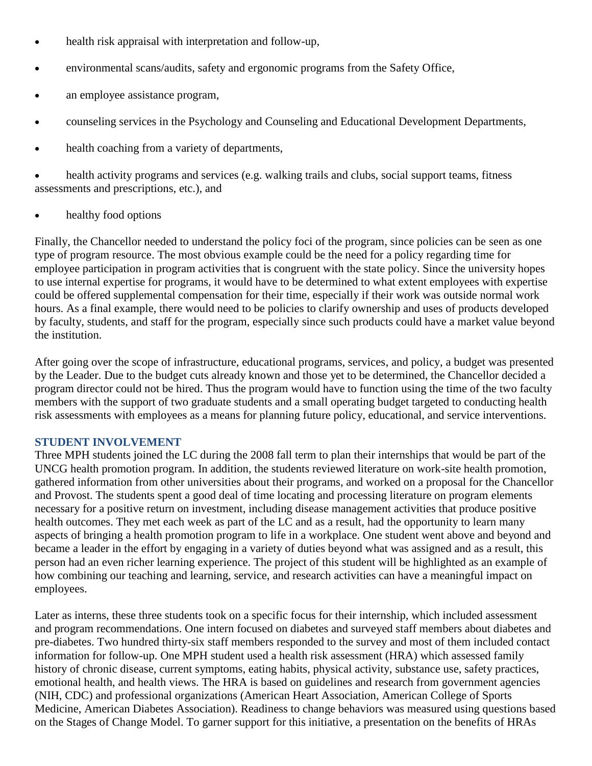- health risk appraisal with interpretation and follow-up,
- environmental scans/audits, safety and ergonomic programs from the Safety Office,
- an employee assistance program,
- counseling services in the Psychology and Counseling and Educational Development Departments,
- health coaching from a variety of departments,
- health activity programs and services (e.g. walking trails and clubs, social support teams, fitness assessments and prescriptions, etc.), and
- healthy food options

Finally, the Chancellor needed to understand the policy foci of the program, since policies can be seen as one type of program resource. The most obvious example could be the need for a policy regarding time for employee participation in program activities that is congruent with the state policy. Since the university hopes to use internal expertise for programs, it would have to be determined to what extent employees with expertise could be offered supplemental compensation for their time, especially if their work was outside normal work hours. As a final example, there would need to be policies to clarify ownership and uses of products developed by faculty, students, and staff for the program, especially since such products could have a market value beyond the institution.

After going over the scope of infrastructure, educational programs, services, and policy, a budget was presented by the Leader. Due to the budget cuts already known and those yet to be determined, the Chancellor decided a program director could not be hired. Thus the program would have to function using the time of the two faculty members with the support of two graduate students and a small operating budget targeted to conducting health risk assessments with employees as a means for planning future policy, educational, and service interventions.

## STUDENT INVOLVEMENT

Three MPH students joined the LC during the 2008 fall term to plan their internships that would be part of the UNCG health promotion program. In addition, the students reviewed literature on work-site health promotion, gathered information from other universities about their programs, and worked on a proposal for the Chancellor and Provost. The students spent a good deal of time locating and processing literature on program elements necessary for a positive return on investment, including disease management activities that produce positive health outcomes. They met each week as part of the LC and as a result, had the opportunity to learn many aspects of bringing a health promotion program to life in a workplace. One student went above and beyond and became a leader in the effort by engaging in a variety of duties beyond what was assigned and as a result, this person had an even richer learning experience. The project of this student will be highlighted as an example of how combining our teaching and learning, service, and research activities can have a meaningful impact on employees.

Later as interns, these three students took on a specific focus for their internship, which included assessment and program recommendations. One intern focused on diabetes and surveyed staff members about diabetes and pre-diabetes. Two hundred thirty-six staff members responded to the survey and most of them included contact information for follow-up. One MPH student used a health risk assessment (HRA) which assessed family history of chronic disease, current symptoms, eating habits, physical activity, substance use, safety practices, emotional health, and health views. The HRA is based on guidelines and research from government agencies (NIH, CDC) and professional organizations (American Heart Association, American College of Sports Medicine, American Diabetes Association). Readiness to change behaviors was measured using questions based on the Stages of Change Model. To garner support for this initiative, a presentation on the benefits of HRAs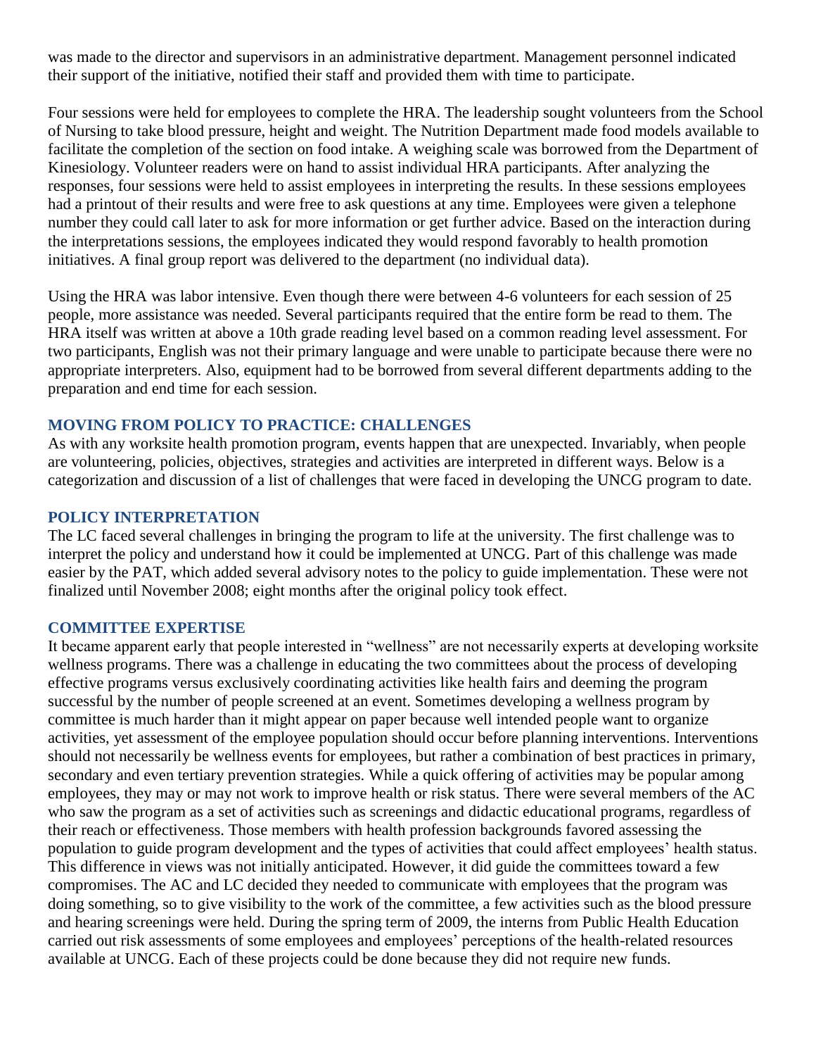was made to the director and supervisors in an administrative department. Management personnel indicated their support of the initiative, notified their staff and provided them with time to participate.

Four sessions were held for employees to complete the HRA. The leadership sought volunteers from the School of Nursing to take blood pressure, height and weight. The Nutrition Department made food models available to facilitate the completion of the section on food intake. A weighing scale was borrowed from the Department of Kinesiology. Volunteer readers were on hand to assist individual HRA participants. After analyzing the responses, four sessions were held to assist employees in interpreting the results. In these sessions employees had a printout of their results and were free to ask questions at any time. Employees were given a telephone number they could call later to ask for more information or get further advice. Based on the interaction during the interpretations sessions, the employees indicated they would respond favorably to health promotion initiatives. A final group report was delivered to the department (no individual data).

Using the HRA was labor intensive. Even though there were between 4-6 volunteers for each session of 25 people, more assistance was needed. Several participants required that the entire form be read to them. The HRA itself was written at above a 10th grade reading level based on a common reading level assessment. For two participants, English was not their primary language and were unable to participate because there were no appropriate interpreters. Also, equipment had to be borrowed from several different departments adding to the preparation and end time for each session.

## MOVING FROM POLICY TO PRACTICE: CHALLENGES

As with any worksite health promotion program, events happen that are unexpected. Invariably, when people are volunteering, policies, objectives, strategies and activities are interpreted in different ways. Below is a categorization and discussion of a list of challenges that were faced in developing the UNCG program to date.

## POLICY INTERPRETATION

The LC faced several challenges in bringing the program to life at the university. The first challenge was to interpret the policy and understand how it could be implemented at UNCG. Part of this challenge was made easier by the PAT, which added several advisory notes to the policy to guide implementation. These were not finalized until November 2008; eight months after the original policy took effect.

## COMMITTEE EXPERTISE

It became apparent early that people interested in "wellness" are not necessarily experts at developing worksite wellness programs. There was a challenge in educating the two committees about the process of developing effective programs versus exclusively coordinating activities like health fairs and deeming the program successful by the number of people screened at an event. Sometimes developing a wellness program by committee is much harder than it might appear on paper because well intended people want to organize activities, yet assessment of the employee population should occur before planning interventions. Interventions should not necessarily be wellness events for employees, but rather a combination of best practices in primary, secondary and even tertiary prevention strategies. While a quick offering of activities may be popular among employees, they may or may not work to improve health or risk status. There were several members of the AC who saw the program as a set of activities such as screenings and didactic educational programs, regardless of their reach or effectiveness. Those members with health profession backgrounds favored assessing the population to guide program development and the types of activities that could affect employees' health status. This difference in views was not initially anticipated. However, it did guide the committees toward a few compromises. The AC and LC decided they needed to communicate with employees that the program was doing something, so to give visibility to the work of the committee, a few activities such as the blood pressure and hearing screenings were held. During the spring term of 2009, the interns from Public Health Education carried out risk assessments of some employees and employees' perceptions of the health-related resources available at UNCG. Each of these projects could be done because they did not require new funds.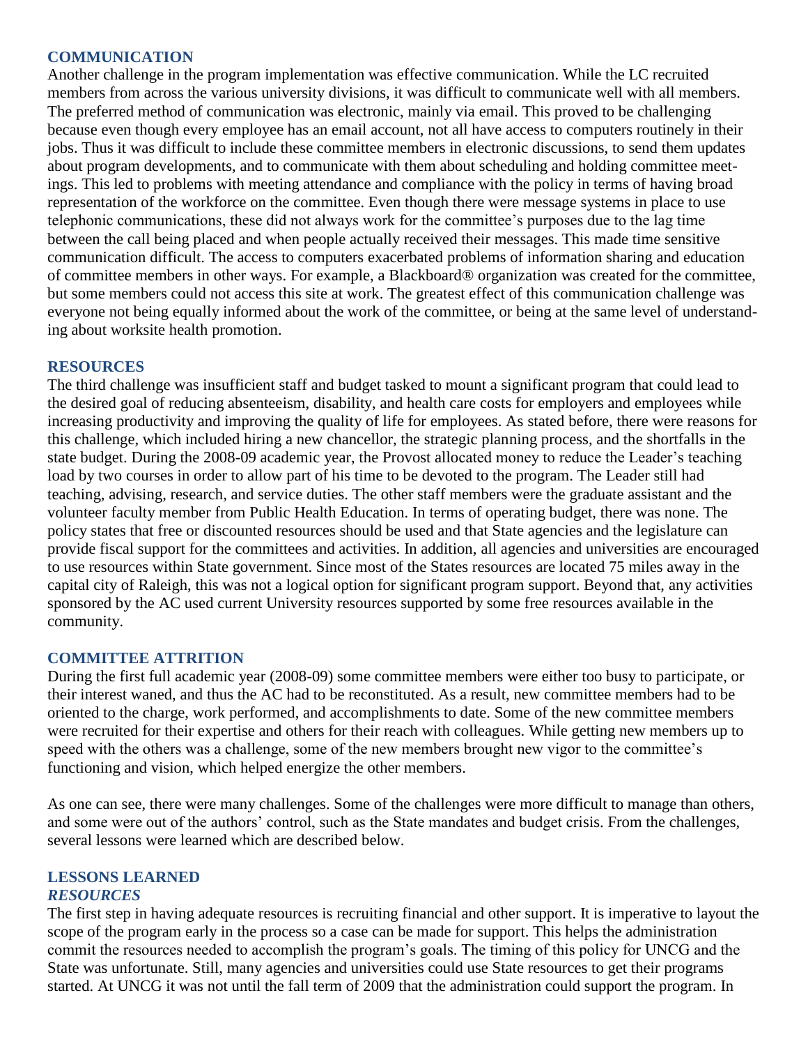## COMMUNICATION

Another challenge in the program implementation was effective communication. While the LC recruited members from across the various university divisions, it was difficult to communicate well with all members. The preferred method of communication was electronic, mainly via email. This proved to be challenging because even though every employee has an email account, not all have access to computers routinely in their jobs. Thus it was difficult to include these committee members in electronic discussions, to send them updates about program developments, and to communicate with them about scheduling and holding committee meetings. This led to problems with meeting attendance and compliance with the policy in terms of having broad representation of the workforce on the committee. Even though there were message systems in place to use telephonic communications, these did not always work for the committee's purposes due to the lag time between the call being placed and when people actually received their messages. This made time sensitive communication difficult. The access to computers exacerbated problems of information sharing and education of committee members in other ways. For example, a Blackboard® organization was created for the committee, but some members could not access this site at work. The greatest effect of this communication challenge was everyone not being equally informed about the work of the committee, or being at the same level of understanding about worksite health promotion.

## RESOURCES

The third challenge was insufficient staff and budget tasked to mount a significant program that could lead to the desired goal of reducing absenteeism, disability, and health care costs for employers and employees while increasing productivity and improving the quality of life for employees. As stated before, there were reasons for this challenge, which included hiring a new chancellor, the strategic planning process, and the shortfalls in the state budget. During the 2008-09 academic year, the Provost allocated money to reduce the Leader's teaching load by two courses in order to allow part of his time to be devoted to the program. The Leader still had teaching, advising, research, and service duties. The other staff members were the graduate assistant and the volunteer faculty member from Public Health Education. In terms of operating budget, there was none. The policy states that free or discounted resources should be used and that State agencies and the legislature can provide fiscal support for the committees and activities. In addition, all agencies and universities are encouraged to use resources within State government. Since most of the States resources are located 75 miles away in the capital city of Raleigh, this was not a logical option for significant program support. Beyond that, any activities sponsored by the AC used current University resources supported by some free resources available in the community.

## COMMITTEE ATTRITION

During the first full academic year (2008-09) some committee members were either too busy to participate, or their interest waned, and thus the AC had to be reconstituted. As a result, new committee members had to be oriented to the charge, work performed, and accomplishments to date. Some of the new committee members were recruited for their expertise and others for their reach with colleagues. While getting new members up to speed with the others was a challenge, some of the new members brought new vigor to the committee's functioning and vision, which helped energize the other members.

As one can see, there were many challenges. Some of the challenges were more difficult to manage than others, and some were out of the authors' control, such as the State mandates and budget crisis. From the challenges, several lessons were learned which are described below.

## LESSONS LEARNED

### *RESOURCES*

The first step in having adequate resources is recruiting financial and other support. It is imperative to layout the scope of the program early in the process so a case can be made for support. This helps the administration commit the resources needed to accomplish the program's goals. The timing of this policy for UNCG and the State was unfortunate. Still, many agencies and universities could use State resources to get their programs started. At UNCG it was not until the fall term of 2009 that the administration could support the program. In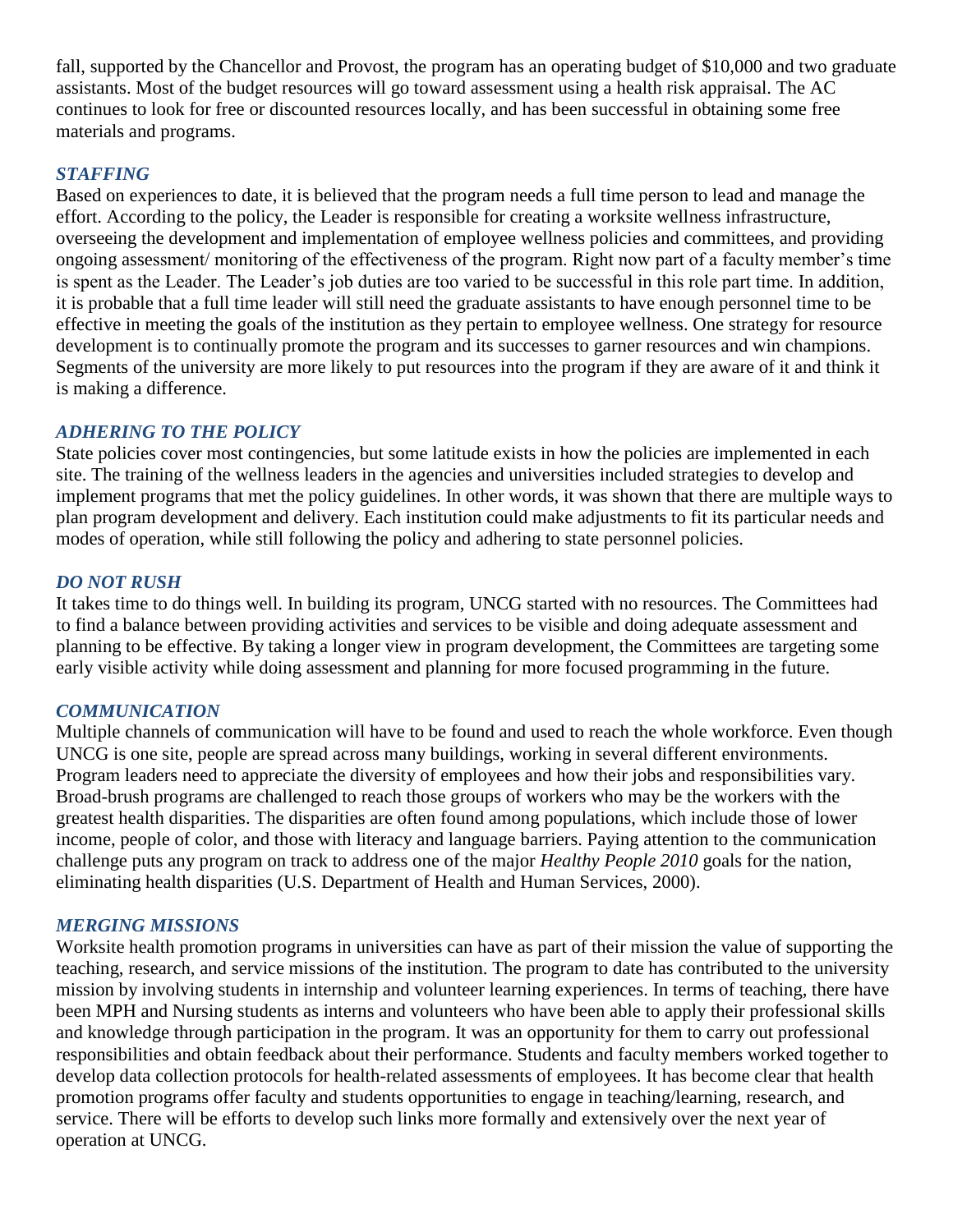fall, supported by the Chancellor and Provost, the program has an operating budget of $10,000 and two graduate assistants. Most of the budget resources will go toward assessment using a health risk appraisal. The AC continues to look for free or discounted resources locally, and has been successful in obtaining some free materials and programs.

### *STAFFING*

Based on experiences to date, it is believed that the program needs a full time person to lead and manage the effort. According to the policy, the Leader is responsible for creating a worksite wellness infrastructure, overseeing the development and implementation of employee wellness policies and committees, and providing ongoing assessment/ monitoring of the effectiveness of the program. Right now part of a faculty member's time is spent as the Leader. The Leader's job duties are too varied to be successful in this role part time. In addition, it is probable that a full time leader will still need the graduate assistants to have enough personnel time to be effective in meeting the goals of the institution as they pertain to employee wellness. One strategy for resource development is to continually promote the program and its successes to garner resources and win champions. Segments of the university are more likely to put resources into the program if they are aware of it and think it is making a difference.

### *ADHERING TO THE POLICY*

State policies cover most contingencies, but some latitude exists in how the policies are implemented in each site. The training of the wellness leaders in the agencies and universities included strategies to develop and implement programs that met the policy guidelines. In other words, it was shown that there are multiple ways to plan program development and delivery. Each institution could make adjustments to fit its particular needs and modes of operation, while still following the policy and adhering to state personnel policies.

### *DO NOT RUSH*

It takes time to do things well. In building its program, UNCG started with no resources. The Committees had to find a balance between providing activities and services to be visible and doing adequate assessment and planning to be effective. By taking a longer view in program development, the Committees are targeting some early visible activity while doing assessment and planning for more focused programming in the future.

### *COMMUNICATION*

Multiple channels of communication will have to be found and used to reach the whole workforce. Even though UNCG is one site, people are spread across many buildings, working in several different environments. Program leaders need to appreciate the diversity of employees and how their jobs and responsibilities vary. Broad-brush programs are challenged to reach those groups of workers who may be the workers with the greatest health disparities. The disparities are often found among populations, which include those of lower income, people of color, and those with literacy and language barriers. Paying attention to the communication challenge puts any program on track to address one of the major *Healthy People 2010* goals for the nation, eliminating health disparities (U.S. Department of Health and Human Services, 2000).

### *MERGING MISSIONS*

Worksite health promotion programs in universities can have as part of their mission the value of supporting the teaching, research, and service missions of the institution. The program to date has contributed to the university mission by involving students in internship and volunteer learning experiences. In terms of teaching, there have been MPH and Nursing students as interns and volunteers who have been able to apply their professional skills and knowledge through participation in the program. It was an opportunity for them to carry out professional responsibilities and obtain feedback about their performance. Students and faculty members worked together to develop data collection protocols for health-related assessments of employees. It has become clear that health promotion programs offer faculty and students opportunities to engage in teaching/learning, research, and service. There will be efforts to develop such links more formally and extensively over the next year of operation at UNCG.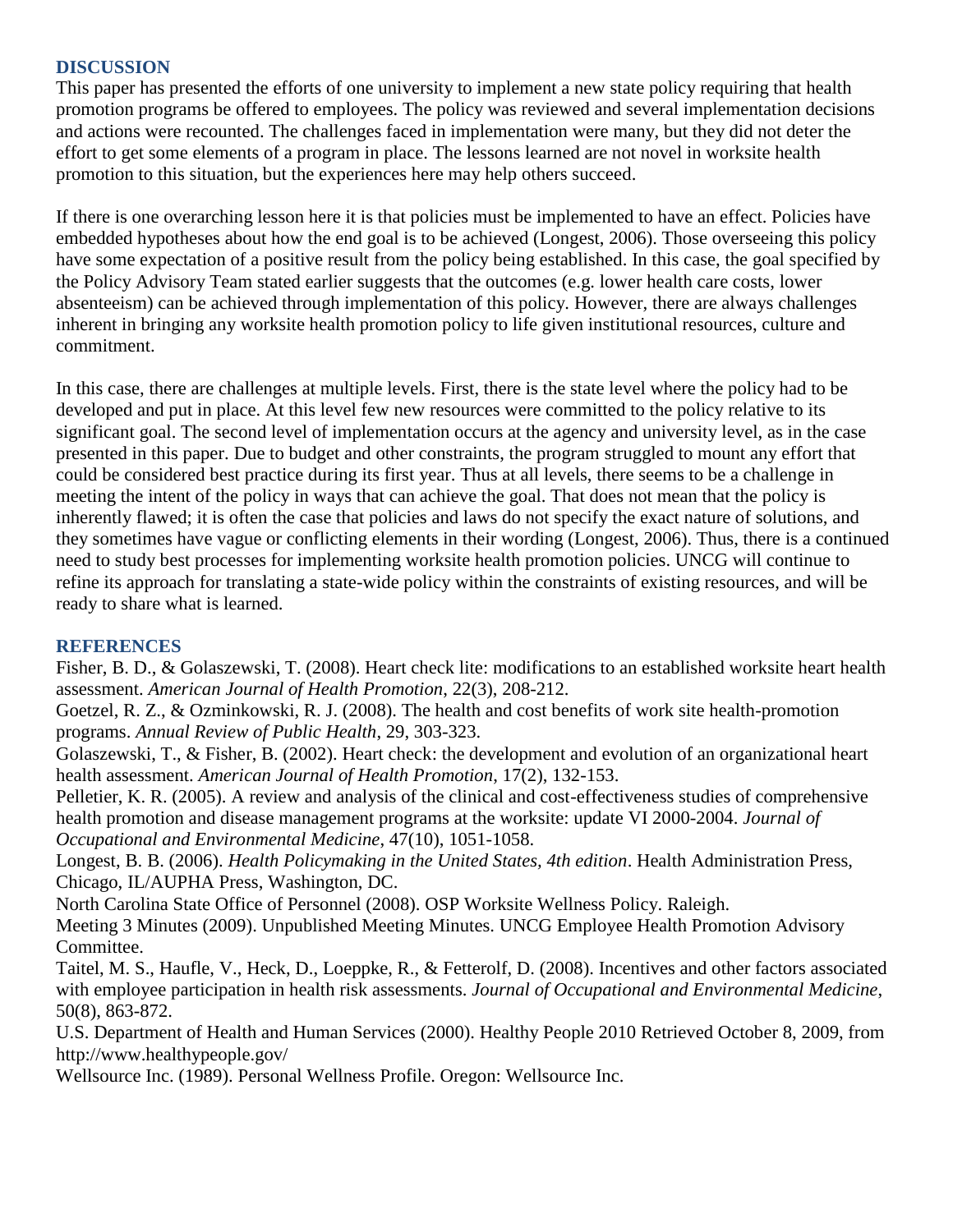## DISCUSSION

This paper has presented the efforts of one university to implement a new state policy requiring that health promotion programs be offered to employees. The policy was reviewed and several implementation decisions and actions were recounted. The challenges faced in implementation were many, but they did not deter the effort to get some elements of a program in place. The lessons learned are not novel in worksite health promotion to this situation, but the experiences here may help others succeed.

If there is one overarching lesson here it is that policies must be implemented to have an effect. Policies have embedded hypotheses about how the end goal is to be achieved (Longest, 2006). Those overseeing this policy have some expectation of a positive result from the policy being established. In this case, the goal specified by the Policy Advisory Team stated earlier suggests that the outcomes (e.g. lower health care costs, lower absenteeism) can be achieved through implementation of this policy. However, there are always challenges inherent in bringing any worksite health promotion policy to life given institutional resources, culture and commitment.

In this case, there are challenges at multiple levels. First, there is the state level where the policy had to be developed and put in place. At this level few new resources were committed to the policy relative to its significant goal. The second level of implementation occurs at the agency and university level, as in the case presented in this paper. Due to budget and other constraints, the program struggled to mount any effort that could be considered best practice during its first year. Thus at all levels, there seems to be a challenge in meeting the intent of the policy in ways that can achieve the goal. That does not mean that the policy is inherently flawed; it is often the case that policies and laws do not specify the exact nature of solutions, and they sometimes have vague or conflicting elements in their wording (Longest, 2006). Thus, there is a continued need to study best processes for implementing worksite health promotion policies. UNCG will continue to refine its approach for translating a state-wide policy within the constraints of existing resources, and will be ready to share what is learned.

## REFERENCES

Fisher, B. D., & Golaszewski, T. (2008). Heart check lite: modifications to an established worksite heart health assessment. *American Journal of Health Promotion*, 22(3), 208-212.

Goetzel, R. Z., & Ozminkowski, R. J. (2008). The health and cost benefits of work site health-promotion programs. *Annual Review of Public Health*, 29, 303-323.

Golaszewski, T., & Fisher, B. (2002). Heart check: the development and evolution of an organizational heart health assessment. *American Journal of Health Promotion*, 17(2), 132-153.

Pelletier, K. R. (2005). A review and analysis of the clinical and cost-effectiveness studies of comprehensive health promotion and disease management programs at the worksite: update VI 2000-2004. *Journal of Occupational and Environmental Medicine*, 47(10), 1051-1058.

Longest, B. B. (2006). *Health Policymaking in the United States, 4th edition*. Health Administration Press, Chicago, IL/AUPHA Press, Washington, DC.

North Carolina State Office of Personnel (2008). OSP Worksite Wellness Policy. Raleigh.

Meeting 3 Minutes (2009). Unpublished Meeting Minutes. UNCG Employee Health Promotion Advisory Committee.

Taitel, M. S., Haufle, V., Heck, D., Loeppke, R., & Fetterolf, D. (2008). Incentives and other factors associated with employee participation in health risk assessments. *Journal of Occupational and Environmental Medicine*, 50(8), 863-872.

U.S. Department of Health and Human Services (2000). Healthy People 2010 Retrieved October 8, 2009, from http://www.healthypeople.gov/

Wellsource Inc. (1989). Personal Wellness Profile. Oregon: Wellsource Inc.